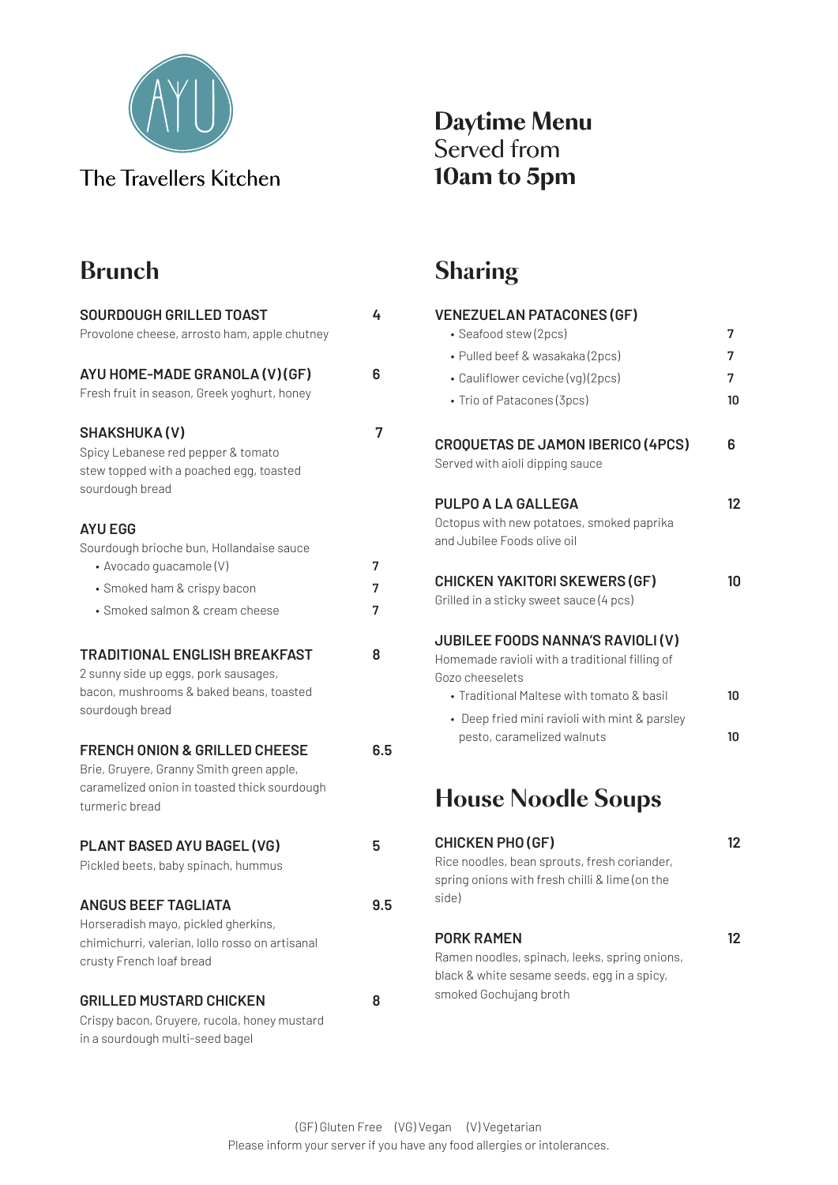AYU

The Travellers Kitchen

# Daytime Menu
Served from
**10am to 5pm**

## Brunch

**SOURDOUGH GRILLED TOAST** 4
Provolone cheese, arrosto ham, apple chutney

**AYU HOME-MADE GRANOLA (V)(GF)** 6
Fresh fruit in season, Greek yoghurt, honey

**SHAKSHUKA (V)** 7
Spicy Lebanese red pepper & tomato stew topped with a poached egg, toasted sourdough bread

**AYU EGG**
Sourdough brioche bun, Hollandaise sauce
- Avocado guacamole (V) 7
- Smoked ham & crispy bacon 7
- Smoked salmon & cream cheese 7

**TRADITIONAL ENGLISH BREAKFAST** 8
2 sunny side up eggs, pork sausages, bacon, mushrooms & baked beans, toasted sourdough bread

**FRENCH ONION & GRILLED CHEESE** 6.5
Brie, Gruyere, Granny Smith green apple, caramelized onion in toasted thick sourdough turmeric bread

**PLANT BASED AYU BAGEL (VG)** 5
Pickled beets, baby spinach, hummus

**ANGUS BEEF TAGLIATA** 9.5
Horseradish mayo, pickled gherkins, chimichurri, valerian, lollo rosso on artisanal crusty French loaf bread

**GRILLED MUSTARD CHICKEN** 8
Crispy bacon, Gruyere, rucola, honey mustard in a sourdough multi-seed bagel

## Sharing

**VENEZUELAN PATACONES (GF)**
- Seafood stew (2pcs) 7
- Pulled beef & wasakaka (2pcs) 7
- Cauliflower ceviche (vg)(2pcs) 7
- Trio of Patacones (3pcs) 10

**CROQUETAS DE JAMON IBERICO (4PCS)** 6
Served with aioli dipping sauce

**PULPO A LA GALLEGA** 12
Octopus with new potatoes, smoked paprika and Jubilee Foods olive oil

**CHICKEN YAKITORI SKEWERS (GF)** 10
Grilled in a sticky sweet sauce (4 pcs)

**JUBILEE FOODS NANNA'S RAVIOLI (V)**
Homemade ravioli with a traditional filling of Gozo cheeselets
- Traditional Maltese with tomato & basil 10
- Deep fried mini ravioli with mint & parsley pesto, caramelized walnuts 10

## House Noodle Soups

**CHICKEN PHO (GF)** 12
Rice noodles, bean sprouts, fresh coriander, spring onions with fresh chilli & lime (on the side)

**PORK RAMEN** 12
Ramen noodles, spinach, leeks, spring onions, black & white sesame seeds, egg in a spicy, smoked Gochujang broth

(GF) Gluten Free (VG) Vegan (V) Vegetarian
Please inform your server if you have any food allergies or intolerances.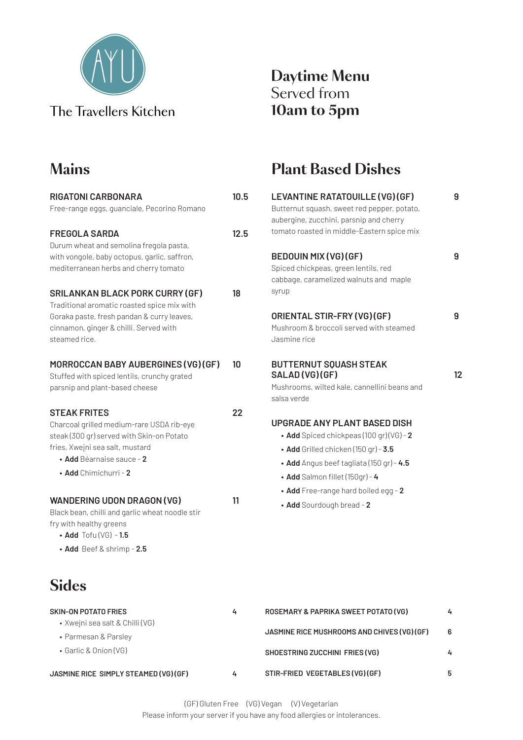AYU

The Travellers Kitchen

# Daytime Menu
Served from
**10am to 5pm**

## Mains

**RIGATONI CARBONARA** — 10.5
Free-range eggs, guanciale, Pecorino Romano

**FREGOLA SARDA** — 12.5
Durum wheat and semolina fregola pasta, with vongole, baby octopus, garlic, saffron, mediterranean herbs and cherry tomato

**SRILANKAN BLACK PORK CURRY (GF)** — 18
Traditional aromatic roasted spice mix with Goraka paste, fresh pandan & curry leaves, cinnamon, ginger & chilli. Served with steamed rice.

**MORROCCAN BABY AUBERGINES (VG)(GF)** — 10
Stuffed with spiced lentils, crunchy grated parsnip and plant-based cheese

**STEAK FRITES** — 22
Charcoal grilled medium-rare USDA rib-eye steak (300 gr) served with Skin-on Potato fries, Xwejni sea salt, mustard

- **Add** Béarnaise sauce - **2**
- **Add** Chimichurri - **2**

**WANDERING UDON DRAGON (VG)** — 11
Black bean, chilli and garlic wheat noodle stir fry with healthy greens

- **Add** Tofu (VG) - **1.5**
- **Add** Beef & shrimp - **2.5**

## Plant Based Dishes

**LEVANTINE RATATOUILLE (VG)(GF)** — 9
Butternut squash, sweet red pepper, potato, aubergine, zucchini, parsnip and cherry tomato roasted in middle-Eastern spice mix

**BEDOUIN MIX (VG)(GF)** — 9
Spiced chickpeas, green lentils, red cabbage, caramelized walnuts and maple syrup

**ORIENTAL STIR-FRY (VG)(GF)** — 9
Mushroom & broccoli served with steamed Jasmine rice

**BUTTERNUT SQUASH STEAK SALAD (VG)(GF)** — 12
Mushrooms, wilted kale, cannellini beans and salsa verde

**UPGRADE ANY PLANT BASED DISH**

- **Add** Spiced chickpeas (100 gr)(VG) - **2**
- **Add** Grilled chicken (150 gr) - **3.5**
- **Add** Angus beef tagliata (150 gr) - **4.5**
- **Add** Salmon fillet (150gr) - **4**
- **Add** Free-range hard boiled egg - **2**
- **Add** Sourdough bread - **2**

## Sides

**SKIN-ON POTATO FRIES** — 4

- Xwejni sea salt & Chilli (VG)
- Parmesan & Parsley
- Garlic & Onion (VG)

**JASMINE RICE SIMPLY STEAMED (VG)(GF)** — 4

**ROSEMARY & PAPRIKA SWEET POTATO (VG)** — 4

**JASMINE RICE MUSHROOMS AND CHIVES (VG)(GF)** — 6

**SHOESTRING ZUCCHINI FRIES (VG)** — 4

**STIR-FRIED VEGETABLES (VG)(GF)** — 5

(GF) Gluten Free (VG) Vegan (V) Vegetarian
Please inform your server if you have any food allergies or intolerances.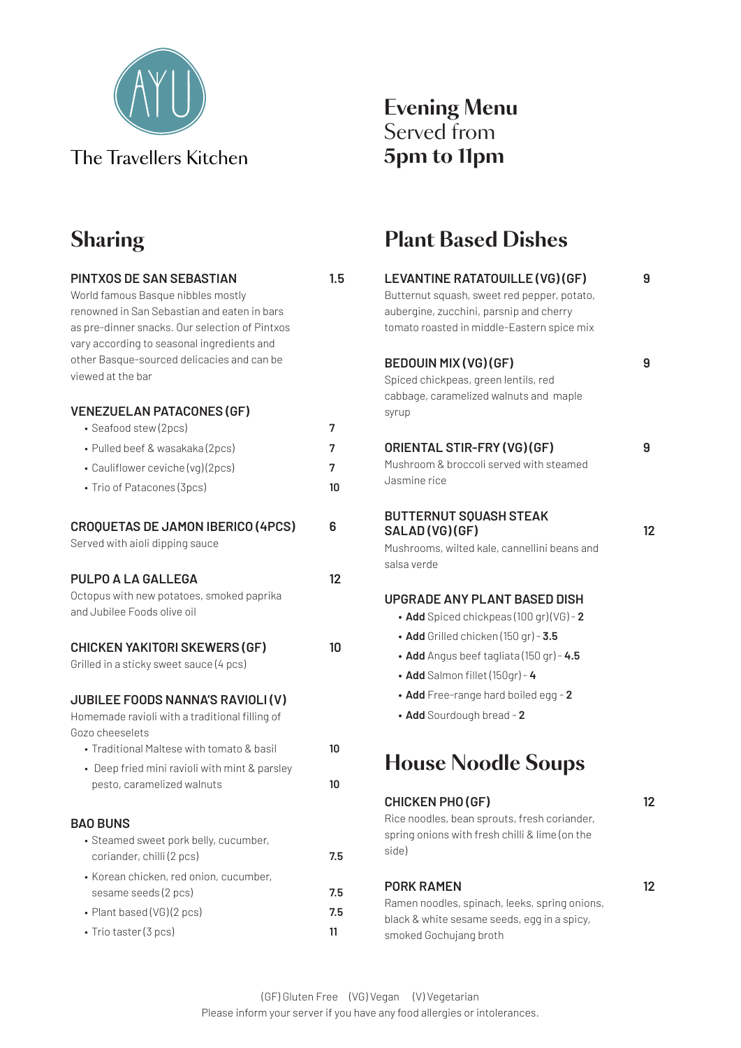AYU

The Travellers Kitchen

# Evening Menu
Served from
**5pm to 11pm**

## Sharing

### PINTXOS DE SAN SEBASTIAN — 1.5
World famous Basque nibbles mostly renowned in San Sebastian and eaten in bars as pre-dinner snacks. Our selection of Pintxos vary according to seasonal ingredients and other Basque-sourced delicacies and can be viewed at the bar

### VENEZUELAN PATACONES (GF)
- Seafood stew (2pcs) — 7
- Pulled beef & wasakaka (2pcs) — 7
- Cauliflower ceviche (vg) (2pcs) — 7
- Trio of Patacones (3pcs) — 10

### CROQUETAS DE JAMON IBERICO (4PCS) — 6
Served with aioli dipping sauce

### PULPO A LA GALLEGA — 12
Octopus with new potatoes, smoked paprika and Jubilee Foods olive oil

### CHICKEN YAKITORI SKEWERS (GF) — 10
Grilled in a sticky sweet sauce (4 pcs)

### JUBILEE FOODS NANNA'S RAVIOLI (V)
Homemade ravioli with a traditional filling of Gozo cheeselets
- Traditional Maltese with tomato & basil — 10
- Deep fried mini ravioli with mint & parsley pesto, caramelized walnuts — 10

### BAO BUNS
- Steamed sweet pork belly, cucumber, coriander, chilli (2 pcs) — 7.5
- Korean chicken, red onion, cucumber, sesame seeds (2 pcs) — 7.5
- Plant based (VG) (2 pcs) — 7.5
- Trio taster (3 pcs) — 11

## Plant Based Dishes

### LEVANTINE RATATOUILLE (VG) (GF) — 9
Butternut squash, sweet red pepper, potato, aubergine, zucchini, parsnip and cherry tomato roasted in middle-Eastern spice mix

### BEDOUIN MIX (VG) (GF) — 9
Spiced chickpeas, green lentils, red cabbage, caramelized walnuts and maple syrup

### ORIENTAL STIR-FRY (VG) (GF) — 9
Mushroom & broccoli served with steamed Jasmine rice

### BUTTERNUT SQUASH STEAK SALAD (VG) (GF) — 12
Mushrooms, wilted kale, cannellini beans and salsa verde

### UPGRADE ANY PLANT BASED DISH
- **Add** Spiced chickpeas (100 gr) (VG) - **2**
- **Add** Grilled chicken (150 gr) - **3.5**
- **Add** Angus beef tagliata (150 gr) - **4.5**
- **Add** Salmon fillet (150gr) - **4**
- **Add** Free-range hard boiled egg - **2**
- **Add** Sourdough bread - **2**

## House Noodle Soups

### CHICKEN PHO (GF) — 12
Rice noodles, bean sprouts, fresh coriander, spring onions with fresh chilli & lime (on the side)

### PORK RAMEN — 12
Ramen noodles, spinach, leeks, spring onions, black & white sesame seeds, egg in a spicy, smoked Gochujang broth

(GF) Gluten Free (VG) Vegan (V) Vegetarian
Please inform your server if you have any food allergies or intolerances.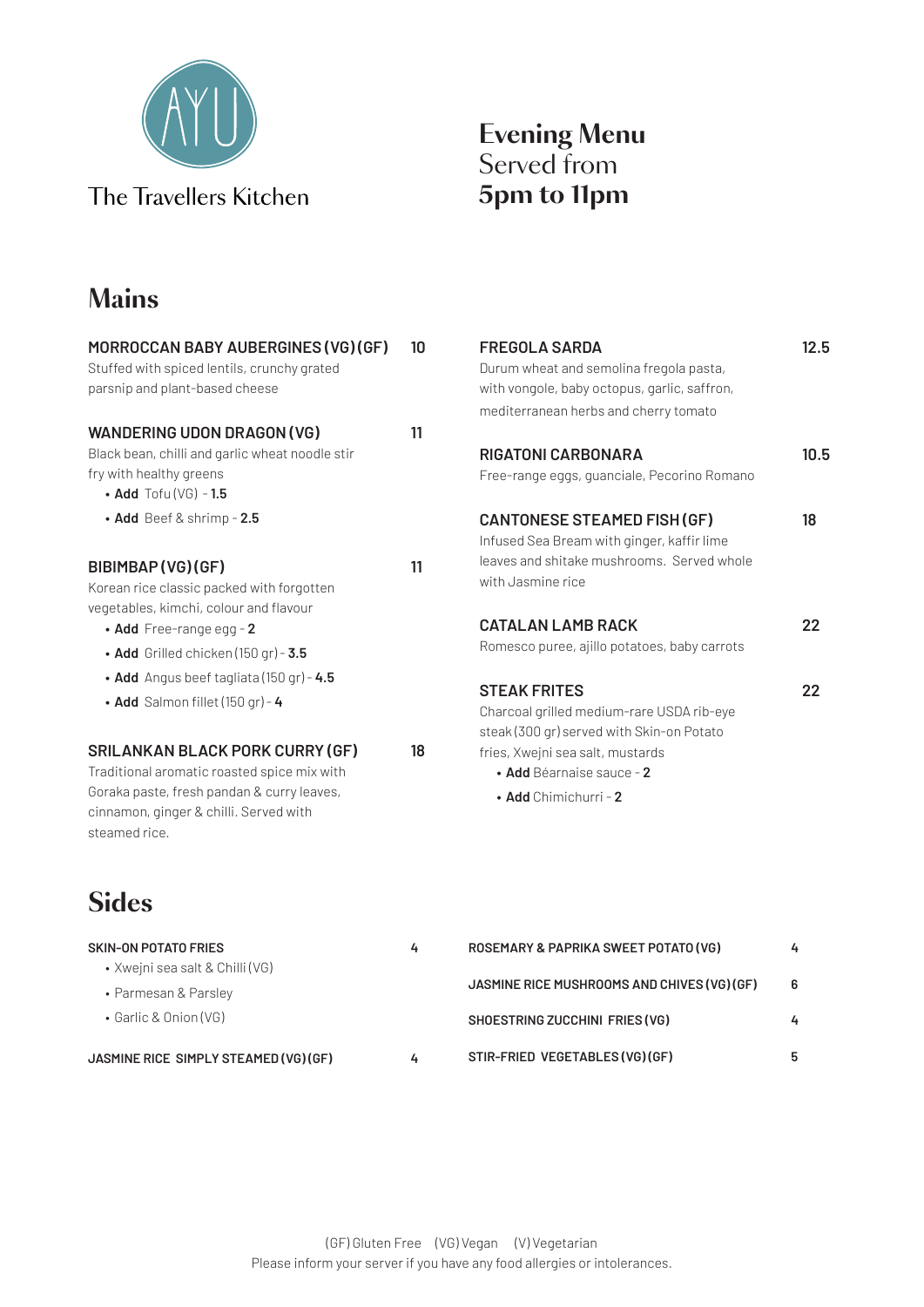AYU

The Travellers Kitchen

# Evening Menu
Served from
**5pm to 11pm**

## Mains

**MORROCCAN BABY AUBERGINES (VG) (GF)** — 10
Stuffed with spiced lentils, crunchy grated parsnip and plant-based cheese

**WANDERING UDON DRAGON (VG)** — 11
Black bean, chilli and garlic wheat noodle stir fry with healthy greens
- **Add** Tofu (VG) - **1.5**
- **Add** Beef & shrimp - **2.5**

**BIBIMBAP (VG) (GF)** — 11
Korean rice classic packed with forgotten vegetables, kimchi, colour and flavour
- **Add** Free-range egg - **2**
- **Add** Grilled chicken (150 gr) - **3.5**
- **Add** Angus beef tagliata (150 gr) - **4.5**
- **Add** Salmon fillet (150 gr) - **4**

**SRILANKAN BLACK PORK CURRY (GF)** — 18
Traditional aromatic roasted spice mix with Goraka paste, fresh pandan & curry leaves, cinnamon, ginger & chilli. Served with steamed rice.

**FREGOLA SARDA** — 12.5
Durum wheat and semolina fregola pasta, with vongole, baby octopus, garlic, saffron, mediterranean herbs and cherry tomato

**RIGATONI CARBONARA** — 10.5
Free-range eggs, guanciale, Pecorino Romano

**CANTONESE STEAMED FISH (GF)** — 18
Infused Sea Bream with ginger, kaffir lime leaves and shitake mushrooms. Served whole with Jasmine rice

**CATALAN LAMB RACK** — 22
Romesco puree, ajillo potatoes, baby carrots

**STEAK FRITES** — 22
Charcoal grilled medium-rare USDA rib-eye steak (300 gr) served with Skin-on Potato fries, Xwejni sea salt, mustards
- **Add** Béarnaise sauce - **2**
- **Add** Chimichurri - **2**

## Sides

**SKIN-ON POTATO FRIES** — 4
- Xwejni sea salt & Chilli (VG)
- Parmesan & Parsley
- Garlic & Onion (VG)

**JASMINE RICE SIMPLY STEAMED (VG) (GF)** — 4

**ROSEMARY & PAPRIKA SWEET POTATO (VG)** — 4

**JASMINE RICE MUSHROOMS AND CHIVES (VG) (GF)** — 6

**SHOESTRING ZUCCHINI FRIES (VG)** — 4

**STIR-FRIED VEGETABLES (VG) (GF)** — 5

(GF) Gluten Free (VG) Vegan (V) Vegetarian
Please inform your server if you have any food allergies or intolerances.